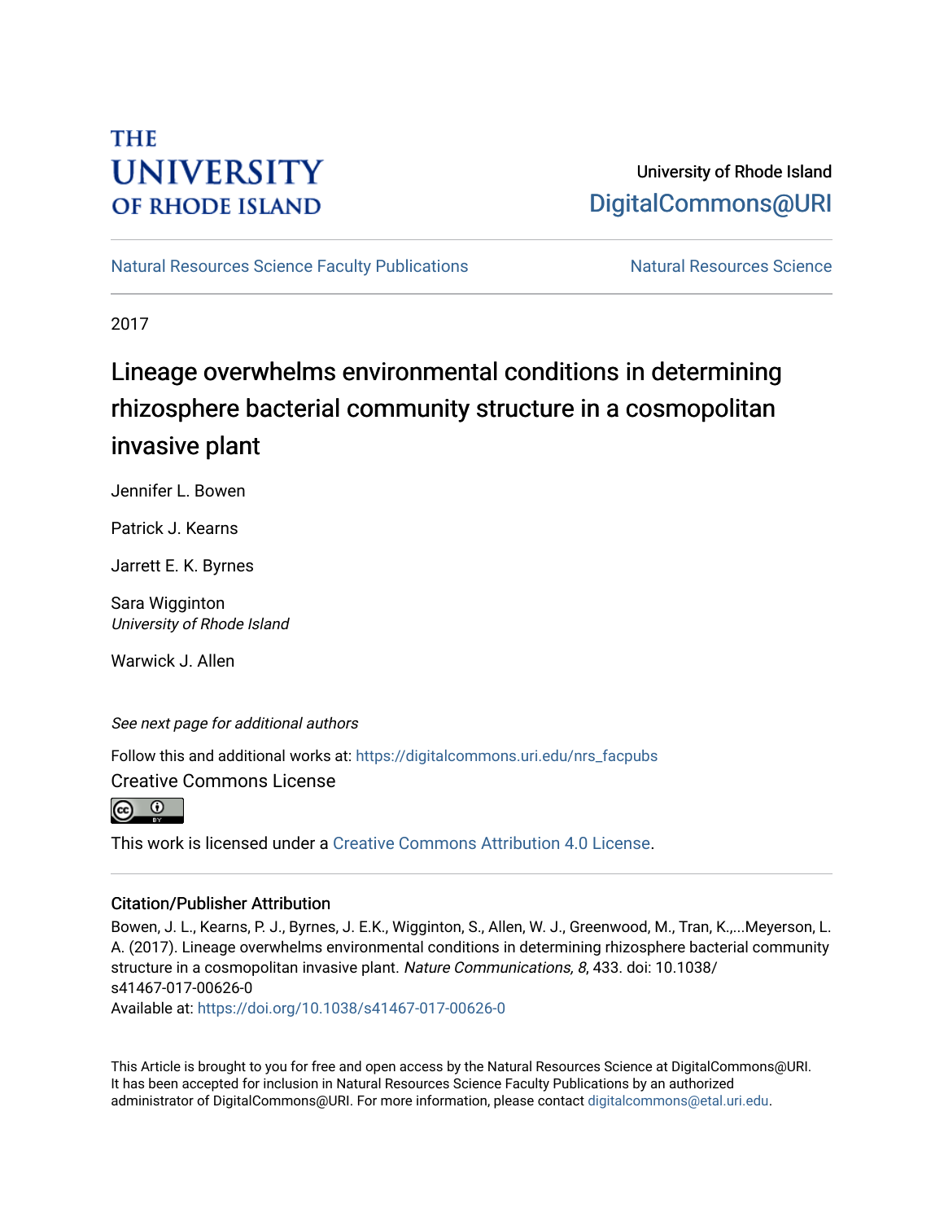THE UNIVERSITY OF RHODE ISLAND

University of Rhode Island
DigitalCommons@URI

Natural Resources Science Faculty Publications

Natural Resources Science

2017

# Lineage overwhelms environmental conditions in determining rhizosphere bacterial community structure in a cosmopolitan invasive plant

Jennifer L. Bowen

Patrick J. Kearns

Jarrett E. K. Byrnes

Sara Wigginton
*University of Rhode Island*

Warwick J. Allen

*See next page for additional authors*

Follow this and additional works at: https://digitalcommons.uri.edu/nrs_facpubs

Creative Commons License

This work is licensed under a Creative Commons Attribution 4.0 License.

## Citation/Publisher Attribution

Bowen, J. L., Kearns, P. J., Byrnes, J. E.K., Wigginton, S., Allen, W. J., Greenwood, M., Tran, K.,...Meyerson, L. A. (2017). Lineage overwhelms environmental conditions in determining rhizosphere bacterial community structure in a cosmopolitan invasive plant. *Nature Communications, 8*, 433. doi: 10.1038/s41467-017-00626-0

Available at: https://doi.org/10.1038/s41467-017-00626-0

This Article is brought to you for free and open access by the Natural Resources Science at DigitalCommons@URI. It has been accepted for inclusion in Natural Resources Science Faculty Publications by an authorized administrator of DigitalCommons@URI. For more information, please contact digitalcommons@etal.uri.edu.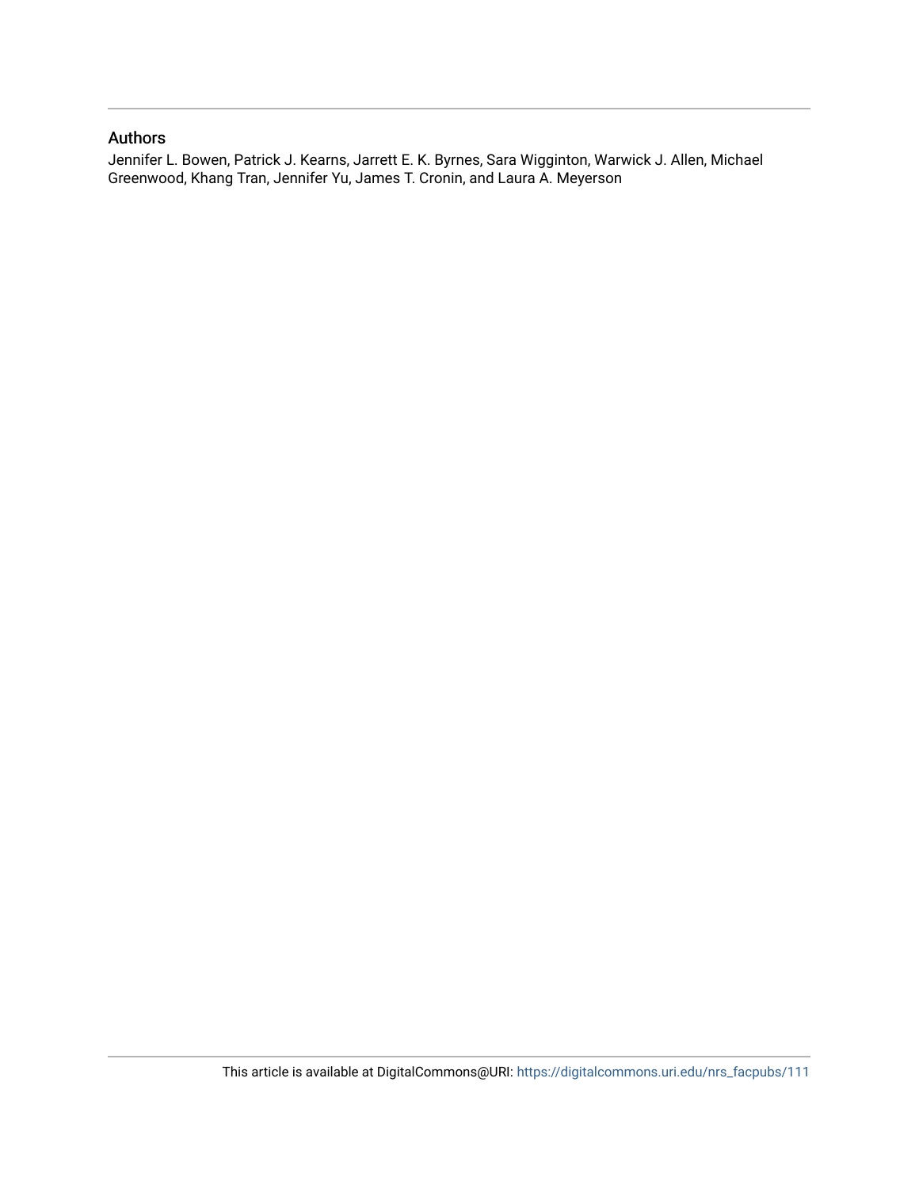## Authors

Jennifer L. Bowen, Patrick J. Kearns, Jarrett E. K. Byrnes, Sara Wigginton, Warwick J. Allen, Michael Greenwood, Khang Tran, Jennifer Yu, James T. Cronin, and Laura A. Meyerson

This article is available at DigitalCommons@URI: https://digitalcommons.uri.edu/nrs_facpubs/111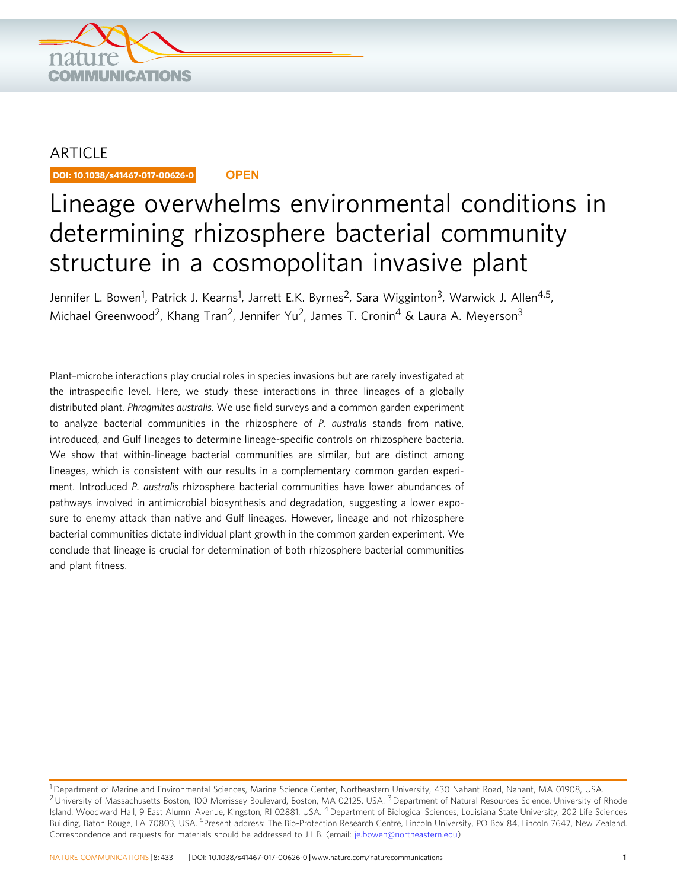ARTICLE

DOI: 10.1038/s41467-017-00626-0 **OPEN**

# Lineage overwhelms environmental conditions in determining rhizosphere bacterial community structure in a cosmopolitan invasive plant

Jennifer L. Bowen[1], Patrick J. Kearns[1], Jarrett E.K. Byrnes[2], Sara Wigginton[3], Warwick J. Allen[4,5], Michael Greenwood[2], Khang Tran[2], Jennifer Yu[2], James T. Cronin[4] & Laura A. Meyerson[3]

Plant–microbe interactions play crucial roles in species invasions but are rarely investigated at the intraspecific level. Here, we study these interactions in three lineages of a globally distributed plant, *Phragmites australis*. We use field surveys and a common garden experiment to analyze bacterial communities in the rhizosphere of *P. australis* stands from native, introduced, and Gulf lineages to determine lineage-specific controls on rhizosphere bacteria. We show that within-lineage bacterial communities are similar, but are distinct among lineages, which is consistent with our results in a complementary common garden experiment. Introduced *P. australis* rhizosphere bacterial communities have lower abundances of pathways involved in antimicrobial biosynthesis and degradation, suggesting a lower exposure to enemy attack than native and Gulf lineages. However, lineage and not rhizosphere bacterial communities dictate individual plant growth in the common garden experiment. We conclude that lineage is crucial for determination of both rhizosphere bacterial communities and plant fitness.

---

[1] Department of Marine and Environmental Sciences, Marine Science Center, Northeastern University, 430 Nahant Road, Nahant, MA 01908, USA. [2] University of Massachusetts Boston, 100 Morrissey Boulevard, Boston, MA 02125, USA. [3] Department of Natural Resources Science, University of Rhode Island, Woodward Hall, 9 East Alumni Avenue, Kingston, RI 02881, USA. [4] Department of Biological Sciences, Louisiana State University, 202 Life Sciences Building, Baton Rouge, LA 70803, USA. [5] Present address: The Bio-Protection Research Centre, Lincoln University, PO Box 84, Lincoln 7647, New Zealand. Correspondence and requests for materials should be addressed to J.L.B. (email: je.bowen@northeastern.edu)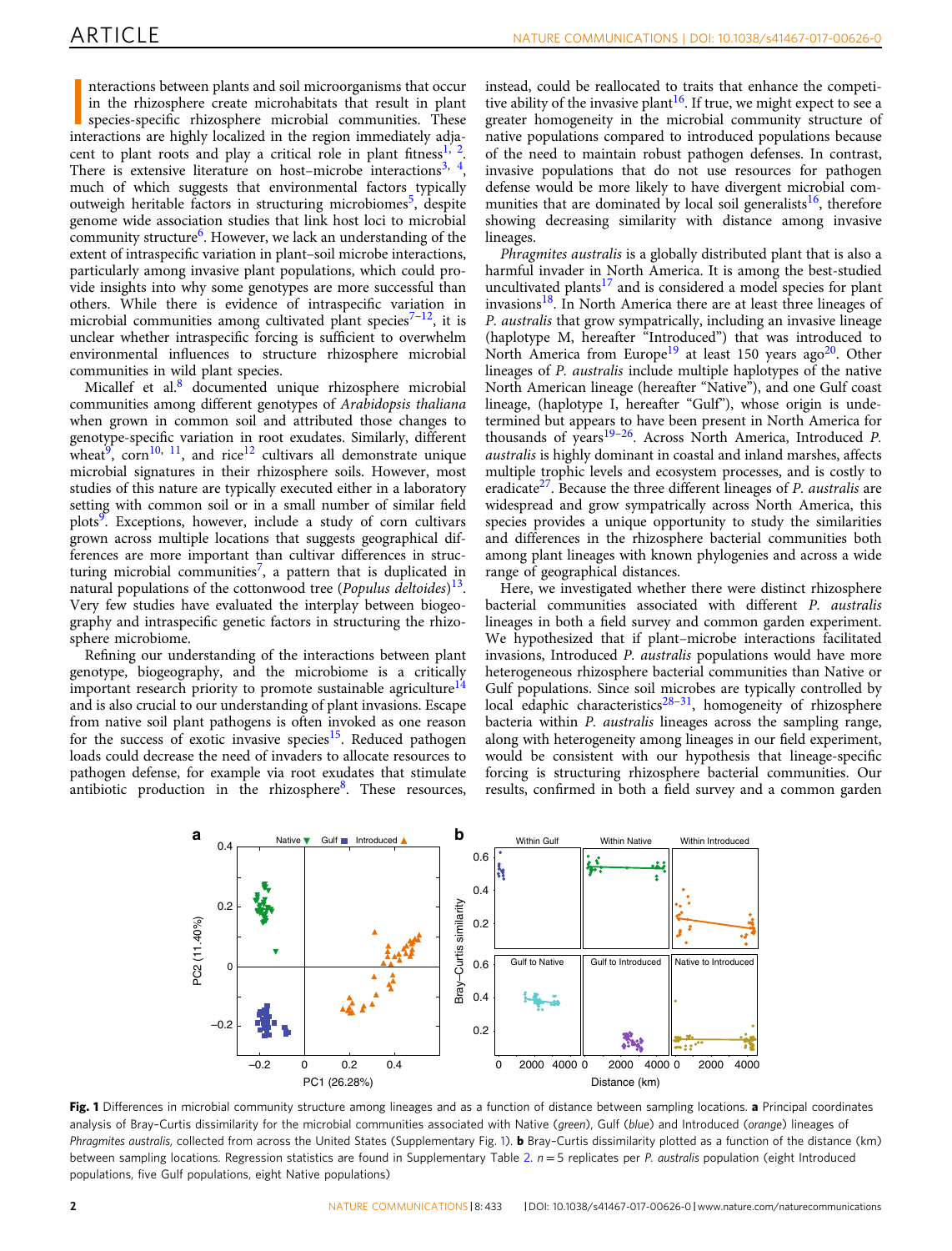Interactions between plants and soil microorganisms that occur in the rhizosphere create microhabitats that result in plant species-specific rhizosphere microbial communities. These interactions are highly localized in the region immediately adjacent to plant roots and play a critical role in plant fitness[1, 2]. There is extensive literature on host–microbe interactions[3, 4], much of which suggests that environmental factors typically outweigh heritable factors in structuring microbiomes[5], despite genome wide association studies that link host loci to microbial community structure[6]. However, we lack an understanding of the extent of intraspecific variation in plant–soil microbe interactions, particularly among invasive plant populations, which could provide insights into why some genotypes are more successful than others. While there is evidence of intraspecific variation in microbial communities among cultivated plant species[7–12], it is unclear whether intraspecific forcing is sufficient to overwhelm environmental influences to structure rhizosphere microbial communities in wild plant species.

Micallef et al.[8] documented unique rhizosphere microbial communities among different genotypes of *Arabidopsis thaliana* when grown in common soil and attributed those changes to genotype-specific variation in root exudates. Similarly, different wheat[9], corn[10, 11], and rice[12] cultivars all demonstrate unique microbial signatures in their rhizosphere soils. However, most studies of this nature are typically executed either in a laboratory setting with common soil or in a small number of similar field plots[9]. Exceptions, however, include a study of corn cultivars grown across multiple locations that suggests geographical differences are more important than cultivar differences in structuring microbial communities[7], a pattern that is duplicated in natural populations of the cottonwood tree (*Populus deltoides*)[13]. Very few studies have evaluated the interplay between biogeography and intraspecific genetic factors in structuring the rhizosphere microbiome.

Refining our understanding of the interactions between plant genotype, biogeography, and the microbiome is a critically important research priority to promote sustainable agriculture[14] and is also crucial to our understanding of plant invasions. Escape from native soil plant pathogens is often invoked as one reason for the success of exotic invasive species[15]. Reduced pathogen loads could decrease the need of invaders to allocate resources to pathogen defense, for example via root exudates that stimulate antibiotic production in the rhizosphere[8]. These resources, instead, could be reallocated to traits that enhance the competitive ability of the invasive plant[16]. If true, we might expect to see a greater homogeneity in the microbial community structure of native populations compared to introduced populations because of the need to maintain robust pathogen defenses. In contrast, invasive populations that do not use resources for pathogen defense would be more likely to have divergent microbial communities that are dominated by local soil generalists[16], therefore showing decreasing similarity with distance among invasive lineages.

*Phragmites australis* is a globally distributed plant that is also a harmful invader in North America. It is among the best-studied uncultivated plants[17] and is considered a model species for plant invasions[18]. In North America there are at least three lineages of *P. australis* that grow sympatrically, including an invasive lineage (haplotype M, hereafter "Introduced") that was introduced to North America from Europe[19] at least 150 years ago[20]. Other lineages of *P. australis* include multiple haplotypes of the native North American lineage (hereafter "Native"), and one Gulf coast lineage, (haplotype I, hereafter "Gulf"), whose origin is undetermined but appears to have been present in North America for thousands of years[19–26]. Across North America, Introduced *P. australis* is highly dominant in coastal and inland marshes, affects multiple trophic levels and ecosystem processes, and is costly to eradicate[27]. Because the three different lineages of *P. australis* are widespread and grow sympatrically across North America, this species provides a unique opportunity to study the similarities and differences in the rhizosphere bacterial communities both among plant lineages with known phylogenies and across a wide range of geographical distances.

Here, we investigated whether there were distinct rhizosphere bacterial communities associated with different *P. australis* lineages in both a field survey and common garden experiment. We hypothesized that if plant–microbe interactions facilitated invasions, Introduced *P. australis* populations would have more heterogeneous rhizosphere bacterial communities than Native or Gulf populations. Since soil microbes are typically controlled by local edaphic characteristics[28–31], homogeneity of rhizosphere bacteria within *P. australis* lineages across the sampling range, along with heterogeneity among lineages in our field experiment, would be consistent with our hypothesis that lineage-specific forcing is structuring rhizosphere bacterial communities. Our results, confirmed in both a field survey and a common garden

**Fig. 1** Differences in microbial community structure among lineages and as a function of distance between sampling locations. **a** Principal coordinates analysis of Bray–Curtis dissimilarity for the microbial communities associated with Native (*green*), Gulf (*blue*) and Introduced (*orange*) lineages of *Phragmites australis*, collected from across the United States (Supplementary Fig. 1). **b** Bray–Curtis dissimilarity plotted as a function of the distance (km) between sampling locations. Regression statistics are found in Supplementary Table 2. $n = 5$ replicates per *P. australis* population (eight Introduced populations, five Gulf populations, eight Native populations)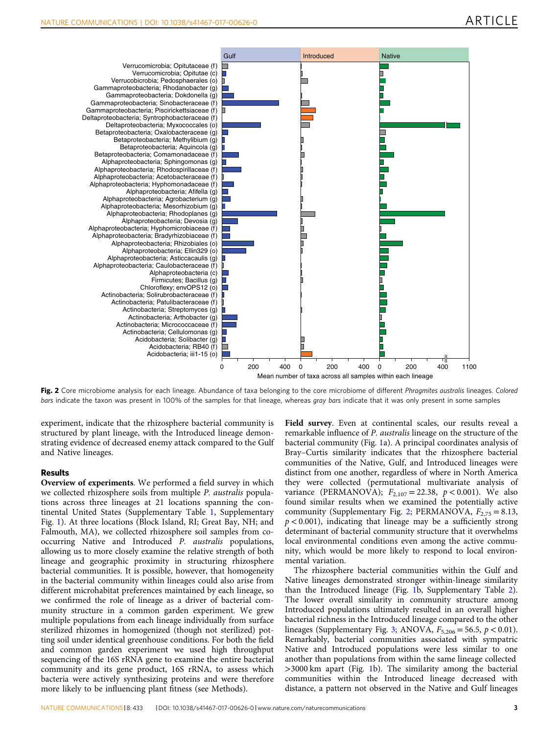**Fig. 2** Core microbiome analysis for each lineage. Abundance of taxa belonging to the core microbiome of different *Phragmites australis* lineages. *Colored bars* indicate the taxon was present in 100% of the samples for that lineage, whereas *gray bars* indicate that it was only present in some samples

experiment, indicate that the rhizosphere bacterial community is structured by plant lineage, with the Introduced lineage demonstrating evidence of decreased enemy attack compared to the Gulf and Native lineages.

## Results

**Overview of experiments**. We performed a field survey in which we collected rhizosphere soils from multiple *P. australis* populations across three lineages at 21 locations spanning the continental United States (Supplementary Table 1, Supplementary Fig. 1). At three locations (Block Island, RI; Great Bay, NH; and Falmouth, MA), we collected rhizosphere soil samples from co-occurring Native and Introduced *P. australis* populations, allowing us to more closely examine the relative strength of both lineage and geographic proximity in structuring rhizosphere bacterial communities. It is possible, however, that homogeneity in the bacterial community within lineages could also arise from different microhabitat preferences maintained by each lineage, so we confirmed the role of lineage as a driver of bacterial community structure in a common garden experiment. We grew multiple populations from each lineage individually from surface sterilized rhizomes in homogenized (though not sterilized) potting soil under identical greenhouse conditions. For both the field and common garden experiment we used high throughput sequencing of the 16S rRNA gene to examine the entire bacterial community and its gene product, 16S rRNA, to assess which bacteria were actively synthesizing proteins and were therefore more likely to be influencing plant fitness (see Methods).

**Field survey**. Even at continental scales, our results reveal a remarkable influence of *P. australis* lineage on the structure of the bacterial community (Fig. 1a). A principal coordinates analysis of Bray–Curtis similarity indicates that the rhizosphere bacterial communities of the Native, Gulf, and Introduced lineages were distinct from one another, regardless of where in North America they were collected (permutational multivariate analysis of variance (PERMANOVA); $F_{2,107} = 22.38$, $p < 0.001$). We also found similar results when we examined the potentially active community (Supplementary Fig. 2; PERMANOVA, $F_{2,75} = 8.13$, $p < 0.001$), indicating that lineage may be a sufficiently strong determinant of bacterial community structure that it overwhelms local environmental conditions even among the active community, which would be more likely to respond to local environmental variation.

The rhizosphere bacterial communities within the Gulf and Native lineages demonstrated stronger within-lineage similarity than the Introduced lineage (Fig. 1b, Supplementary Table 2). The lower overall similarity in community structure among Introduced populations ultimately resulted in an overall higher bacterial richness in the Introduced lineage compared to the other lineages (Supplementary Fig. 3; ANOVA, $F_{5,206} = 56.5$, $p < 0.01$). Remarkably, bacterial communities associated with sympatric Native and Introduced populations were less similar to one another than populations from within the same lineage collected >3000 km apart (Fig. 1b). The similarity among the bacterial communities within the Introduced lineage decreased with distance, a pattern not observed in the Native and Gulf lineages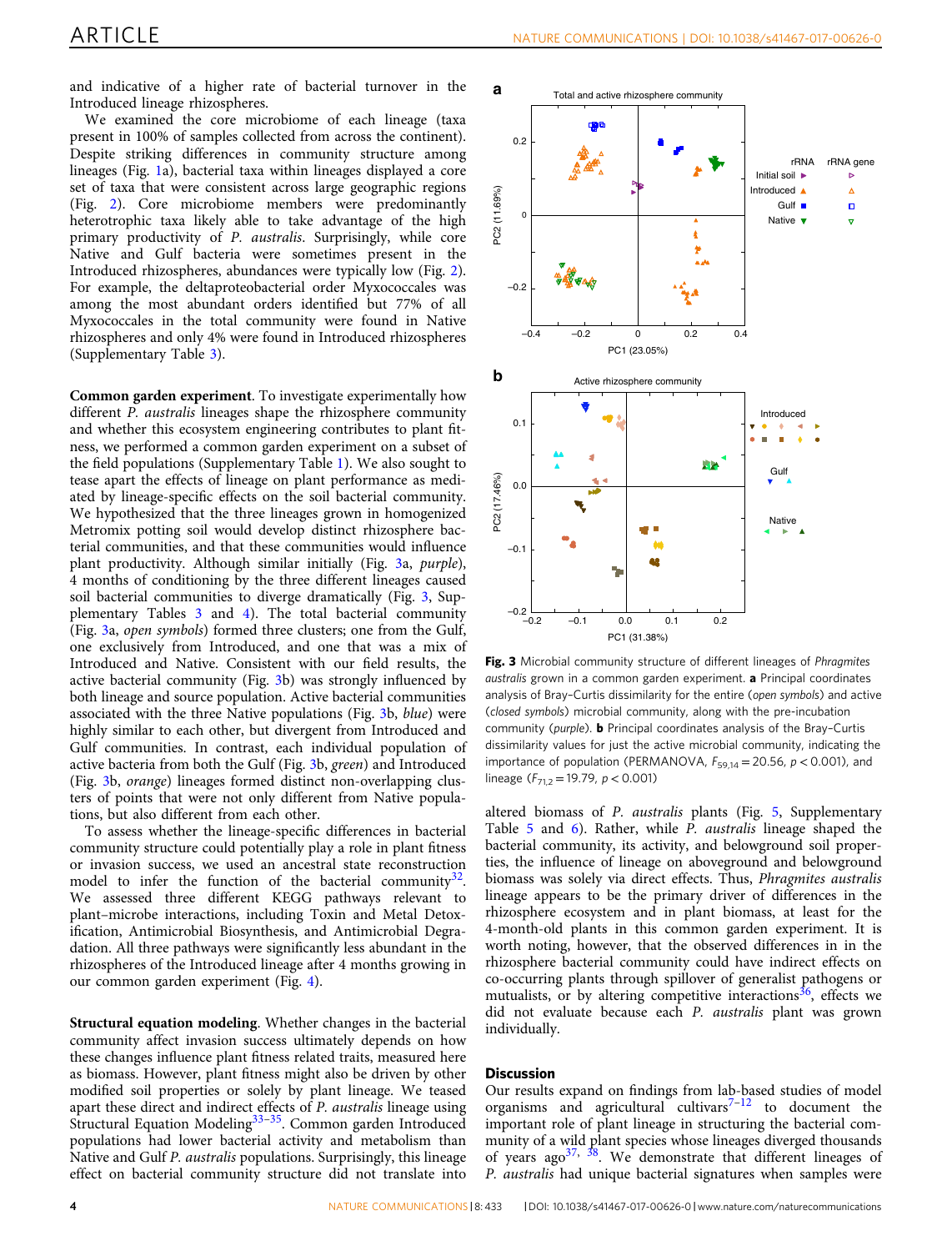and indicative of a higher rate of bacterial turnover in the Introduced lineage rhizospheres.

We examined the core microbiome of each lineage (taxa present in 100% of samples collected from across the continent). Despite striking differences in community structure among lineages (Fig. 1a), bacterial taxa within lineages displayed a core set of taxa that were consistent across large geographic regions (Fig. 2). Core microbiome members were predominantly heterotrophic taxa likely able to take advantage of the high primary productivity of *P. australis*. Surprisingly, while core Native and Gulf bacteria were sometimes present in the Introduced rhizospheres, abundances were typically low (Fig. 2). For example, the deltaproteobacterial order Myxococcales was among the most abundant orders identified but 77% of all Myxococcales in the total community were found in Native rhizospheres and only 4% were found in Introduced rhizospheres (Supplementary Table 3).

**Common garden experiment**. To investigate experimentally how different *P. australis* lineages shape the rhizosphere community and whether this ecosystem engineering contributes to plant fitness, we performed a common garden experiment on a subset of the field populations (Supplementary Table 1). We also sought to tease apart the effects of lineage on plant performance as mediated by lineage-specific effects on the soil bacterial community. We hypothesized that the three lineages grown in homogenized Metromix potting soil would develop distinct rhizosphere bacterial communities, and that these communities would influence plant productivity. Although similar initially (Fig. 3a, *purple*), 4 months of conditioning by the three different lineages caused soil bacterial communities to diverge dramatically (Fig. 3, Supplementary Tables 3 and 4). The total bacterial community (Fig. 3a, *open symbols*) formed three clusters; one from the Gulf, one exclusively from Introduced, and one that was a mix of Introduced and Native. Consistent with our field results, the active bacterial community (Fig. 3b) was strongly influenced by both lineage and source population. Active bacterial communities associated with the three Native populations (Fig. 3b, *blue*) were highly similar to each other, but divergent from Introduced and Gulf communities. In contrast, each individual population of active bacteria from both the Gulf (Fig. 3b, *green*) and Introduced (Fig. 3b, *orange*) lineages formed distinct non-overlapping clusters of points that were not only different from Native populations, but also different from each other.

To assess whether the lineage-specific differences in bacterial community structure could potentially play a role in plant fitness or invasion success, we used an ancestral state reconstruction model to infer the function of the bacterial community[32]. We assessed three different KEGG pathways relevant to plant–microbe interactions, including Toxin and Metal Detoxification, Antimicrobial Biosynthesis, and Antimicrobial Degradation. All three pathways were significantly less abundant in the rhizospheres of the Introduced lineage after 4 months growing in our common garden experiment (Fig. 4).

**Structural equation modeling**. Whether changes in the bacterial community affect invasion success ultimately depends on how these changes influence plant fitness related traits, measured here as biomass. However, plant fitness might also be driven by other modified soil properties or solely by plant lineage. We teased apart these direct and indirect effects of *P. australis* lineage using Structural Equation Modeling[33–35]. Common garden Introduced populations had lower bacterial activity and metabolism than Native and Gulf *P. australis* populations. Surprisingly, this lineage effect on bacterial community structure did not translate into altered biomass of *P. australis* plants (Fig. 5, Supplementary Table 5 and 6). Rather, while *P. australis* lineage shaped the bacterial community, its activity, and belowground soil properties, the influence of lineage on aboveground and belowground biomass was solely via direct effects. Thus, *Phragmites australis* lineage appears to be the primary driver of differences in the rhizosphere ecosystem and in plant biomass, at least for the 4-month-old plants in this common garden experiment. It is worth noting, however, that the observed differences in in the rhizosphere bacterial community could have indirect effects on co-occurring plants through spillover of generalist pathogens or mutualists, or by altering competitive interactions[36], effects we did not evaluate because each *P. australis* plant was grown individually.

**Fig. 3** Microbial community structure of different lineages of *Phragmites australis* grown in a common garden experiment. **a** Principal coordinates analysis of Bray–Curtis dissimilarity for the entire (*open symbols*) and active (*closed symbols*) microbial community, along with the pre-incubation community (*purple*). **b** Principal coordinates analysis of the Bray–Curtis dissimilarity values for just the active microbial community, indicating the importance of population (PERMANOVA, $F_{59,14} = 20.56$, $p < 0.001$), and lineage ($F_{71,2} = 19.79$, $p < 0.001$)

## Discussion

Our results expand on findings from lab-based studies of model organisms and agricultural cultivars[7–12] to document the important role of plant lineage in structuring the bacterial community of a wild plant species whose lineages diverged thousands of years ago[37, 38]. We demonstrate that different lineages of *P. australis* had unique bacterial signatures when samples were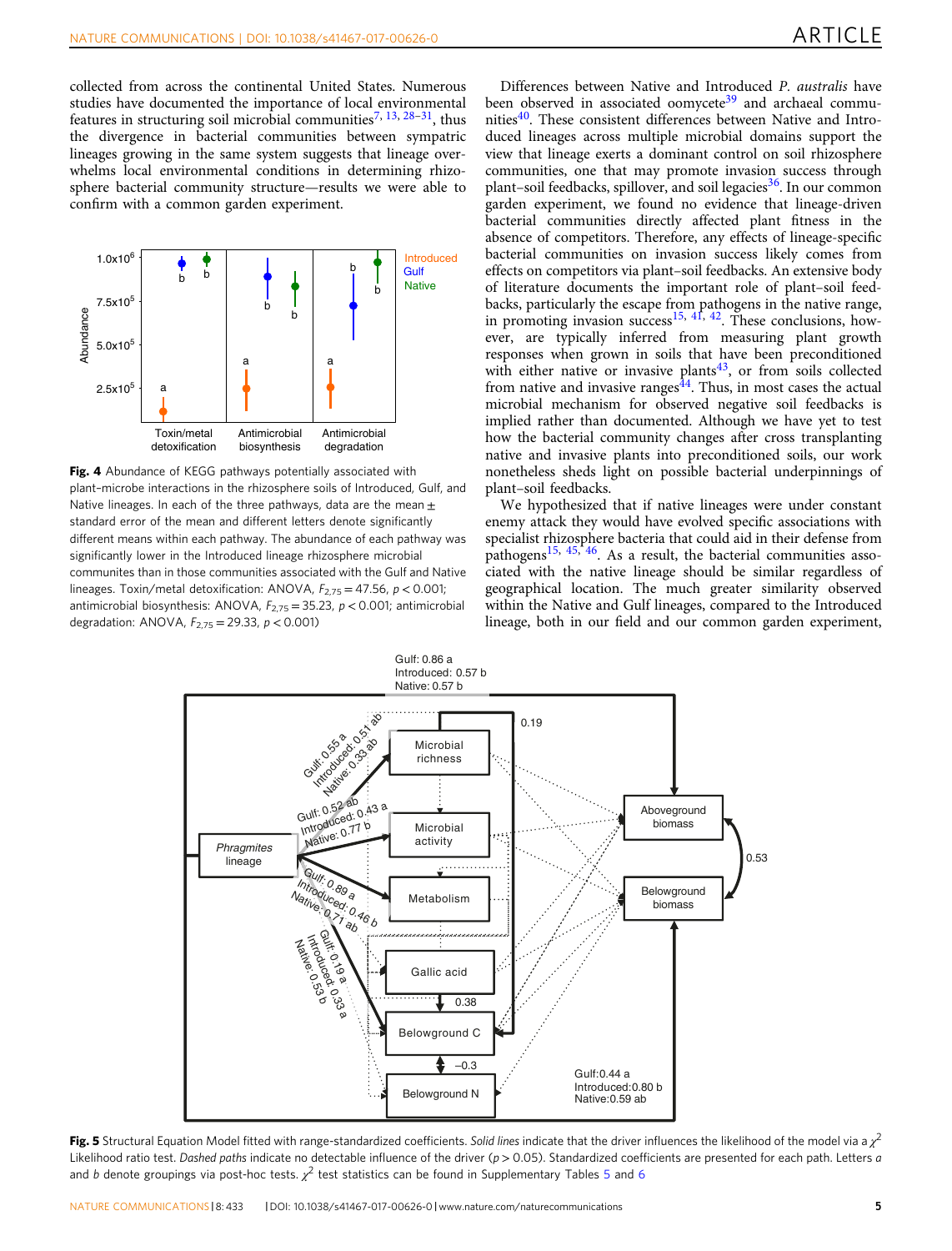collected from across the continental United States. Numerous studies have documented the importance of local environmental features in structuring soil microbial communities[7, 13, 28–31], thus the divergence in bacterial communities between sympatric lineages growing in the same system suggests that lineage overwhelms local environmental conditions in determining rhizosphere bacterial community structure—results we were able to confirm with a common garden experiment.

**Fig. 4** Abundance of KEGG pathways potentially associated with plant–microbe interactions in the rhizosphere soils of Introduced, Gulf, and Native lineages. In each of the three pathways, data are the mean ± standard error of the mean and different letters denote significantly different means within each pathway. The abundance of each pathway was significantly lower in the Introduced lineage rhizosphere microbial communites than in those communities associated with the Gulf and Native lineages. Toxin/metal detoxification: ANOVA, $F_{2,75} = 47.56$, $p < 0.001$; antimicrobial biosynthesis: ANOVA, $F_{2,75} = 35.23$, $p < 0.001$; antimicrobial degradation: ANOVA, $F_{2,75} = 29.33$, $p < 0.001$)

Differences between Native and Introduced *P. australis* have been observed in associated oomycete[39] and archaeal communities[40]. These consistent differences between Native and Introduced lineages across multiple microbial domains support the view that lineage exerts a dominant control on soil rhizosphere communities, one that may promote invasion success through plant–soil feedbacks, spillover, and soil legacies[36]. In our common garden experiment, we found no evidence that lineage-driven bacterial communities directly affected plant fitness in the absence of competitors. Therefore, any effects of lineage-specific bacterial communities on invasion success likely comes from effects on competitors via plant–soil feedbacks. An extensive body of literature documents the important role of plant–soil feedbacks, particularly the escape from pathogens in the native range, in promoting invasion success[15, 41, 42]. These conclusions, however, are typically inferred from measuring plant growth responses when grown in soils that have been preconditioned with either native or invasive plants[43], or from soils collected from native and invasive ranges[44]. Thus, in most cases the actual microbial mechanism for observed negative soil feedbacks is implied rather than documented. Although we have yet to test how the bacterial community changes after cross transplanting native and invasive plants into preconditioned soils, our work nonetheless sheds light on possible bacterial underpinnings of plant–soil feedbacks.

We hypothesized that if native lineages were under constant enemy attack they would have evolved specific associations with specialist rhizosphere bacteria that could aid in their defense from pathogens[15, 45, 46]. As a result, the bacterial communities associated with the native lineage should be similar regardless of geographical location. The much greater similarity observed within the Native and Gulf lineages, compared to the Introduced lineage, both in our field and our common garden experiment,

**Fig. 5** Structural Equation Model fitted with range-standardized coefficients. *Solid lines* indicate that the driver influences the likelihood of the model via a $\chi^2$ Likelihood ratio test. *Dashed paths* indicate no detectable influence of the driver ($p > 0.05$). Standardized coefficients are presented for each path. Letters *a* and *b* denote groupings via post-hoc tests. $\chi^2$ test statistics can be found in Supplementary Tables 5 and 6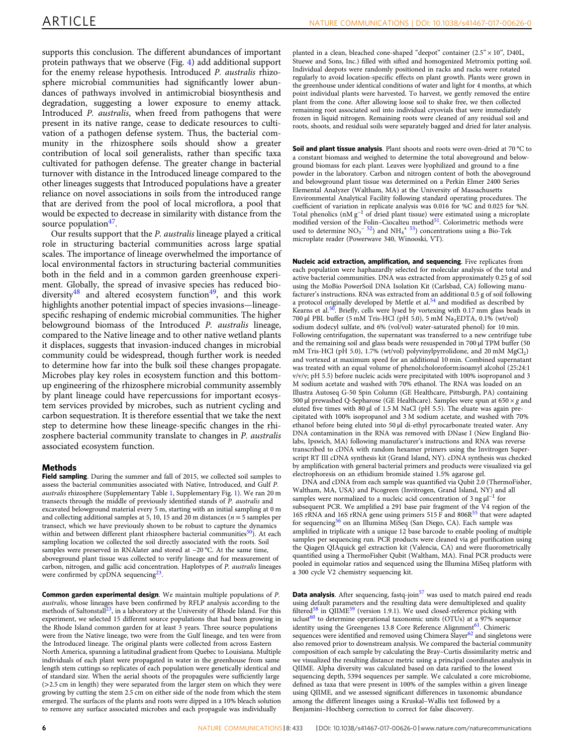supports this conclusion. The different abundances of important protein pathways that we observe (Fig. 4) add additional support for the enemy release hypothesis. Introduced *P. australis* rhizosphere microbial communities had significantly lower abundances of pathways involved in antimicrobial biosynthesis and degradation, suggesting a lower exposure to enemy attack. Introduced *P. australis*, when freed from pathogens that were present in its native range, cease to dedicate resources to cultivation of a pathogen defense system. Thus, the bacterial community in the rhizosphere soils should show a greater contribution of local soil generalists, rather than specific taxa cultivated for pathogen defense. The greater change in bacterial turnover with distance in the Introduced lineage compared to the other lineages suggests that Introduced populations have a greater reliance on novel associations in soils from the introduced range that are derived from the pool of local microflora, a pool that would be expected to decrease in similarity with distance from the source population[47].

Our results support that the *P. australis* lineage played a critical role in structuring bacterial communities across large spatial scales. The importance of lineage overwhelmed the importance of local environmental factors in structuring bacterial communities both in the field and in a common garden greenhouse experiment. Globally, the spread of invasive species has reduced biodiversity[48] and altered ecosystem function[49], and this work highlights another potential impact of species invasions—lineage-specific reshaping of endemic microbial communities. The higher belowground biomass of the Introduced *P. australis* lineage, compared to the Native lineage and to other native wetland plants it displaces, suggests that invasion-induced changes in microbial community could be widespread, though further work is needed to determine how far into the bulk soil these changes propagate. Microbes play key roles in ecosystem function and this bottom-up engineering of the rhizosphere microbial community assembly by plant lineage could have repercussions for important ecosystem services provided by microbes, such as nutrient cycling and carbon sequestration. It is therefore essential that we take the next step to determine how these lineage-specific changes in the rhizosphere bacterial community translate to changes in *P. australis* associated ecosystem function.

## Methods

**Field sampling**. During the summer and fall of 2015, we collected soil samples to assess the bacterial communities associated with Native, Introduced, and Gulf *P. australis* rhizosphere (Supplementary Table 1, Supplementary Fig. 1). We ran 20 m transects through the middle of previously identified stands of *P. australis* and excavated belowground material every 5 m, starting with an initial sampling at 0 m and collecting additional samples at 5, 10, 15 and 20 m distances ($n = 5$ samples per transect, which we have previously shown to be robust to capture the dynamics within and between different plant rhizosphere bacterial communities[50]). At each sampling location we collected the soil directly associated with the roots. Soil samples were preserved in RNAlater and stored at −20 °C. At the same time, aboveground plant tissue was collected to verify lineage and for measurement of carbon, nitrogen, and gallic acid concentration. Haplotypes of *P. australis* lineages were confirmed by cpDNA sequencing[23].

**Common garden experimental design**. We maintain multiple populations of *P. australis*, whose lineages have been confirmed by RFLP analysis according to the methods of Saltonstall[23], in a laboratory at the University of Rhode Island. For this experiment, we selected 15 different source populations that had been growing in the Rhode Island common garden for at least 3 years. Three source populations were from the Native lineage, two were from the Gulf lineage, and ten were from the Introduced lineage. The original plants were collected from across Eastern North America, spanning a latitudinal gradient from Quebec to Louisiana. Multiple individuals of each plant were propagated in water in the greenhouse from same length stem cuttings so replicates of each population were genetically identical and of standard size. When the aerial shoots of the propagules were sufficiently large (>2.5 cm in length) they were separated from the larger stem on which they were growing by cutting the stem 2.5 cm on either side of the node from which the stem emerged. The surfaces of the plants and roots were dipped in a 10% bleach solution to remove any surface associated microbes and each propagule was individually planted in a clean, bleached cone-shaped "deepot" container (2.5" × 10", D40L, Stuewe and Sons, Inc.) filled with sifted and homogenized Metromix potting soil. Individual deepots were randomly positioned in racks and racks were rotated regularly to avoid location-specific effects on plant growth. Plants were grown in the greenhouse under identical conditions of water and light for 4 months, at which point individual plants were harvested. To harvest, we gently removed the entire plant from the cone. After allowing loose soil to shake free, we then collected remaining root associated soil into individual cryovials that were immediately frozen in liquid nitrogen. Remaining roots were cleaned of any residual soil and roots, shoots, and residual soils were separately bagged and dried for later analysis.

**Soil and plant tissue analysis**. Plant shoots and roots were oven-dried at 70 °C to a constant biomass and weighed to determine the total aboveground and belowground biomass for each plant. Leaves were lyophilized and ground to a fine powder in the laboratory. Carbon and nitrogen content of both the aboveground and belowground plant tissue was determined on a Perkin Elmer 2400 Series Elemental Analyzer (Waltham, MA) at the University of Massachusetts Environmental Analytical Facility following standard operating procedures. The coefficient of variation in replicate analysis was 0.016 for %C and 0.025 for %N. Total phenolics (nM $g^{-1}$ of dried plant tissue) were estimated using a microplate modified version of the Folin–Ciocalteu method[51]. Colorimetric methods were used to determine $NO_3^-$ [52]) and $NH_4^+$ [53]) concentrations using a Bio-Tek microplate reader (Powerwave 340, Winooski, VT).

**Nucleic acid extraction, amplification, and sequencing**. Five replicates from each population were haphazardly selected for molecular analysis of the total and active bacterial communities. DNA was extracted from approximately 0.25 g of soil using the MoBio PowerSoil DNA Isolation Kit (Carlsbad, CA) following manufacturer's instructions. RNA was extracted from an additional 0.5 g of soil following a protocol originally developed by Mettle et al.[54] and modified as described by Kearns et al.[50]. Briefly, cells were lysed by vortexing with 0.17 mm glass beads in 700 µl PBL buffer (5 mM Tris-HCl (pH 5.0), 5 mM $Na_2$EDTA, 0.1% (wt/vol) sodium dodecyl sulfate, and 6% (vol/vol) water-saturated phenol) for 10 min. Following centrifugation, the supernatant was transferred to a new centrifuge tube and the remaining soil and glass beads were resuspended in 700 µl TPM buffer (50 mM Tris-HCl (pH 5.0), 1.7% (wt/vol) polyvinylpyrrolidone, and 20 mM $MgCl_2$) and vortexed at maximum speed for an additional 10 min. Combined supernatant was treated with an equal volume of phenol:choloroform:isoamyl alcohol (25:24:1 v/v/v; pH 5.5) before nucleic acids were precipitated with 100% isopropanol and 3 M sodium acetate and washed with 70% ethanol. The RNA was loaded on an Illustra Autoseq G-50 Spin Column (GE Healthcare, Pittsburgh, PA) containing 500 µl prewashed Q-Sepharose (GE Healthcare). Samples were spun at 650 × *g* and eluted five times with 80 µl of 1.5 M NaCl (pH 5.5). The eluate was again precipitated with 100% isopropanol and 3 M sodium acetate, and washed with 70% ethanol before being eluted into 50 µl di-ethyl pyrocarbonate treated water. Any DNA contamination in the RNA was removed with DNase I (New England Biolabs, Ipswich, MA) following manufacturer's instructions and RNA was reverse transcribed to cDNA with random hexamer primers using the Invitrogen Superscript RT III cDNA synthesis kit (Grand Island, NY). cDNA synthesis was checked by amplification with general bacterial primers and products were visualized via gel electrophoresis on an ethidium bromide stained 1.5% agarose gel.

DNA and cDNA from each sample was quantified via Qubit 2.0 (ThermoFisher, Waltham, MA, USA) and Picogreen (Invitrogen, Grand Island, NY) and all samples were normalized to a nucleic acid concentration of 3 ng $\mu l^{-1}$ for subsequent PCR. We amplified a 291 base pair fragment of the V4 region of the 16S rRNA and 16S rRNA gene using primers 515 F and 806R[55] that were adapted for sequencing[56] on an Illumina MiSeq (San Diego, CA). Each sample was amplified in triplicate with a unique 12 base barcode to enable pooling of multiple samples per sequencing run. PCR products were cleaned via gel purification using the Qiagen QIAquick gel extraction kit (Valencia, CA) and were fluorometrically quantified using a ThermoFisher Qubit (Waltham, MA). Final PCR products were pooled in equimolar ratios and sequenced using the Illumina MiSeq platform with a 300 cycle V2 chemistry sequencing kit.

**Data analysis**. After sequencing, fastq-join[57] was used to match paired end reads using default parameters and the resulting data were demultiplexed and quality filtered[58] in QIIME[59] (version 1.9.1). We used closed-reference picking with uclust[60] to determine operational taxonomic units (OTUs) at a 97% sequence identity using the Greengenes 13.8 Core Reference Alignment[61]. Chimeric sequences were identified and removed using Chimera Slayer[62] and singletons were also removed prior to downstream analysis. We compared the bacterial community composition of each sample by calculating the Bray–Curtis dissimilarity metric and we visualized the resulting distance metric using a principal coordinates analysis in QIIME. Alpha diversity was calculated based on data rarified to the lowest sequencing depth, 5394 sequences per sample. We calculated a core microbiome, defined as taxa that were present in 100% of the samples within a given lineage using QIIME, and we assessed significant differences in taxonomic abundance among the different lineages using a Kruskal–Wallis test followed by a Benjamini–Hochberg correction to correct for false discovery.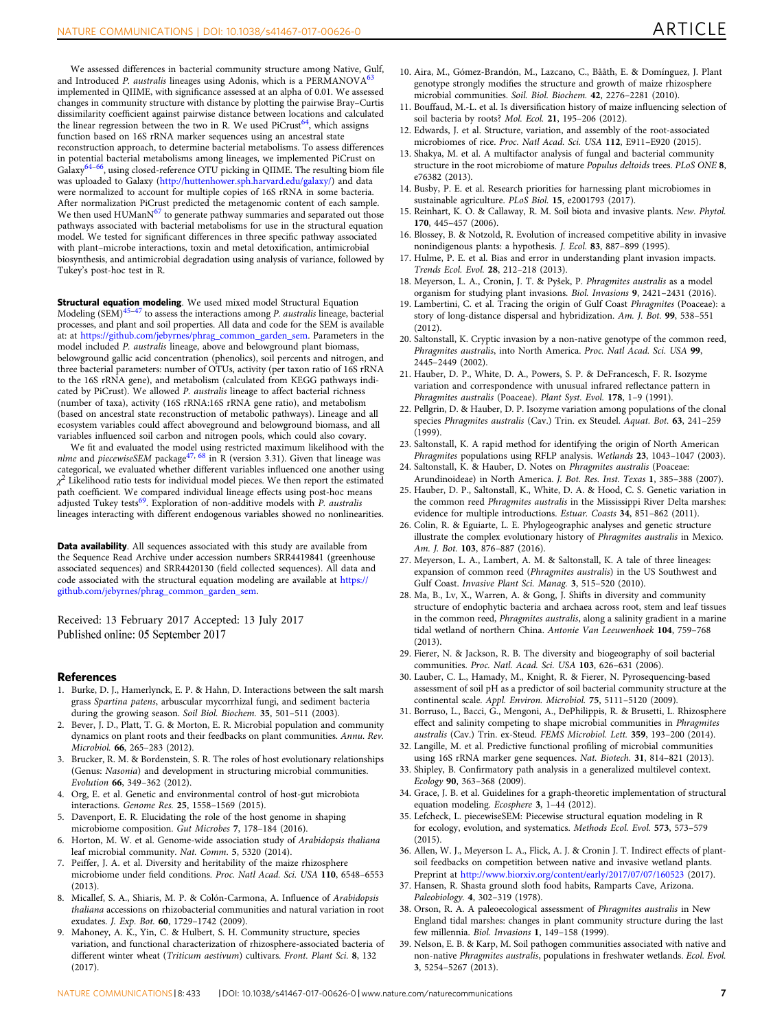We assessed differences in bacterial community structure among Native, Gulf, and Introduced *P. australis* lineages using Adonis, which is a PERMANOVA[63] implemented in QIIME, with significance assessed at an alpha of 0.01. We assessed changes in community structure with distance by plotting the pairwise Bray–Curtis dissimilarity coefficient against pairwise distance between locations and calculated the linear regression between the two in R. We used PiCrust[64], which assigns function based on 16S rRNA marker sequences using an ancestral state reconstruction approach, to determine bacterial metabolisms. To assess differences in potential bacterial metabolisms among lineages, we implemented PiCrust on Galaxy[64–66], using closed-reference OTU picking in QIIME. The resulting biom file was uploaded to Galaxy (http://huttenhower.sph.harvard.edu/galaxy/) and data were normalized to account for multiple copies of 16S rRNA in some bacteria. After normalization PiCrust predicted the metagenomic content of each sample. We then used HUMAnN[67] to generate pathway summaries and separated out those pathways associated with bacterial metabolisms for use in the structural equation model. We tested for significant differences in three specific pathway associated with plant–microbe interactions, toxin and metal detoxification, antimicrobial biosynthesis, and antimicrobial degradation using analysis of variance, followed by Tukey's post-hoc test in R.

**Structural equation modeling**. We used mixed model Structural Equation Modeling (SEM)[45–47] to assess the interactions among *P. australis* lineage, bacterial processes, and plant and soil properties. All data and code for the SEM is available at: at https://github.com/jebyrnes/phrag_common_garden_sem. Parameters in the model included *P. australis* lineage, above and belowground plant biomass, belowground gallic acid concentration (phenolics), soil percents and nitrogen, and three bacterial parameters: number of OTUs, activity (per taxon ratio of 16S rRNA to the 16S rRNA gene), and metabolism (calculated from KEGG pathways indicated by PiCrust). We allowed *P. australis* lineage to affect bacterial richness (number of taxa), activity (16S rRNA:16S rRNA gene ratio), and metabolism (based on ancestral state reconstruction of metabolic pathways). Lineage and all ecosystem variables could affect aboveground and belowground biomass, and all variables influenced soil carbon and nitrogen pools, which could also covary.

We fit and evaluated the model using restricted maximum likelihood with the *nlme* and *piecewiseSEM* package[47, 68] in R (version 3.31). Given that lineage was categorical, we evaluated whether different variables influenced one another using $\chi^2$ Likelihood ratio tests for individual model pieces. We then report the estimated path coefficient. We compared individual lineage effects using post-hoc means adjusted Tukey tests[69]. Exploration of non-additive models with *P. australis* lineages interacting with different endogenous variables showed no nonlinearities.

**Data availability**. All sequences associated with this study are available from the Sequence Read Archive under accession numbers SRR4419841 (greenhouse associated sequences) and SRR4420130 (field collected sequences). All data and code associated with the structural equation modeling are available at https://github.com/jebyrnes/phrag_common_garden_sem.

Received: 13 February 2017 Accepted: 13 July 2017
Published online: 05 September 2017

## References

1. Burke, D. J., Hamerlynck, E. P. & Hahn, D. Interactions between the salt marsh grass *Spartina patens*, arbuscular mycorrhizal fungi, and sediment bacteria during the growing season. *Soil Biol. Biochem.* **35**, 501–511 (2003).
2. Bever, J. D., Platt, T. G. & Morton, E. R. Microbial population and community dynamics on plant roots and their feedbacks on plant communities. *Annu. Rev. Microbiol.* **66**, 265–283 (2012).
3. Brucker, R. M. & Bordenstein, S. R. The roles of host evolutionary relationships (Genus: *Nasonia*) and development in structuring microbial communities. *Evolution* **66**, 349–362 (2012).
4. Org, E. et al. Genetic and environmental control of host-gut microbiota interactions. *Genome Res.* **25**, 1558–1569 (2015).
5. Davenport, E. R. Elucidating the role of the host genome in shaping microbiome composition. *Gut Microbes* **7**, 178–184 (2016).
6. Horton, M. W. et al. Genome-wide association study of *Arabidopsis thaliana* leaf microbial community. *Nat. Comm.* **5**, 5320 (2014).
7. Peiffer, J. A. et al. Diversity and heritability of the maize rhizosphere microbiome under field conditions. *Proc. Natl Acad. Sci. USA* **110**, 6548–6553 (2013).
8. Micallef, S. A., Shiaris, M. P. & Colón-Carmona, A. Influence of *Arabidopsis thaliana* accessions on rhizobacterial communities and natural variation in root exudates. *J. Exp. Bot.* **60**, 1729–1742 (2009).
9. Mahoney, A. K., Yin, C. & Hulbert, S. H. Community structure, species variation, and functional characterization of rhizosphere-associated bacteria of different winter wheat (*Triticum aestivum*) cultivars. *Front. Plant Sci.* **8**, 132 (2017).
10. Aira, M., Gómez-Brandón, M., Lazcano, C., Bååth, E. & Domínguez, J. Plant genotype strongly modifies the structure and growth of maize rhizosphere microbial communities. *Soil. Biol. Biochem.* **42**, 2276–2281 (2010).
11. Bouffaud, M.-L. et al. Is diversification history of maize influencing selection of soil bacteria by roots? *Mol. Ecol.* **21**, 195–206 (2012).
12. Edwards, J. et al. Structure, variation, and assembly of the root-associated microbiomes of rice. *Proc. Natl Acad. Sci. USA* **112**, E911–E920 (2015).
13. Shakya, M. et al. A multifactor analysis of fungal and bacterial community structure in the root microbiome of mature *Populus deltoids* trees. *PLoS ONE* **8**, e76382 (2013).
14. Busby, P. E. et al. Research priorities for harnessing plant microbiomes in sustainable agriculture. *PLoS Biol.* **15**, e2001793 (2017).
15. Reinhart, K. O. & Callaway, R. M. Soil biota and invasive plants. *New. Phytol.* **170**, 445–457 (2006).
16. Blossey, B. & Notzold, R. Evolution of increased competitive ability in invasive nonindigenous plants: a hypothesis. *J. Ecol.* **83**, 887–899 (1995).
17. Hulme, P. E. et al. Bias and error in understanding plant invasion impacts. *Trends Ecol. Evol.* **28**, 212–218 (2013).
18. Meyerson, L. A., Cronin, J. T. & Pyšek, P. *Phragmites australis* as a model organism for studying plant invasions. *Biol. Invasions* **9**, 2421–2431 (2016).
19. Lambertini, C. et al. Tracing the origin of Gulf Coast *Phragmites* (Poaceae): a story of long-distance dispersal and hybridization. *Am. J. Bot.* **99**, 538–551 (2012).
20. Saltonstall, K. Cryptic invasion by a non-native genotype of the common reed, *Phragmites australis*, into North America. *Proc. Natl Acad. Sci. USA* **99**, 2445–2449 (2002).
21. Hauber, D. P., White, D. A., Powers, S. P. & DeFrancesch, F. R. Isozyme variation and correspondence with unusual infrared reflectance pattern in *Phragmites australis* (Poaceae). *Plant Syst. Evol.* **178**, 1–9 (1991).
22. Pellgrin, D. & Hauber, D. P. Isozyme variation among populations of the clonal species *Phragmites australis* (Cav.) Trin. ex Steudel. *Aquat. Bot.* **63**, 241–259 (1999).
23. Saltonstall, K. A rapid method for identifying the origin of North American *Phragmites* populations using RFLP analysis. *Wetlands* **23**, 1043–1047 (2003).
24. Saltonstall, K. & Hauber, D. Notes on *Phragmites australis* (Poaceae: Arundinoideae) in North America. *J. Bot. Res. Inst. Texas* **1**, 385–388 (2007).
25. Hauber, D. P., Saltonstall, K., White, D. A. & Hood, C. S. Genetic variation in the common reed *Phragmites australis* in the Mississippi River Delta marshes: evidence for multiple introductions. *Estuar. Coasts* **34**, 851–862 (2011).
26. Colin, R. & Eguiarte, L. E. Phylogeographic analyses and genetic structure illustrate the complex evolutionary history of *Phragmites australis* in Mexico. *Am. J. Bot.* **103**, 876–887 (2016).
27. Meyerson, L. A., Lambert, A. M. & Saltonstall, K. A tale of three lineages: expansion of common reed (*Phragmites australis*) in the US Southwest and Gulf Coast. *Invasive Plant Sci. Manag.* **3**, 515–520 (2010).
28. Ma, B., Lv, X., Warren, A. & Gong, J. Shifts in diversity and community structure of endophytic bacteria and archaea across root, stem and leaf tissues in the common reed, *Phragmites australis*, along a salinity gradient in a marine tidal wetland of northern China. *Antonie Van Leeuwenhoek* **104**, 759–768 (2013).
29. Fierer, N. & Jackson, R. B. The diversity and biogeography of soil bacterial communities. *Proc. Natl. Acad. Sci. USA* **103**, 626–631 (2006).
30. Lauber, C. L., Hamady, M., Knight, R. & Fierer, N. Pyrosequencing-based assessment of soil pH as a predictor of soil bacterial community structure at the continental scale. *Appl. Environ. Microbiol.* **75**, 5111–5120 (2009).
31. Borruso, L., Bacci, G., Mengoni, A., DePhilippis, R. & Brusetti, L. Rhizosphere effect and salinity competing to shape microbial communities in *Phragmites australis* (Cav.) Trin. ex-Steud. *FEMS Microbiol. Lett.* **359**, 193–200 (2014).
32. Langille, M. et al. Predictive functional profiling of microbial communities using 16S rRNA marker gene sequences. *Nat. Biotech.* **31**, 814–821 (2013).
33. Shipley, B. Confirmatory path analysis in a generalized multilevel context. *Ecology* **90**, 363–368 (2009).
34. Grace, J. B. et al. Guidelines for a graph-theoretic implementation of structural equation modeling. *Ecosphere* **3**, 1–44 (2012).
35. Lefcheck, L. piecewiseSEM: Piecewise structural equation modeling in R for ecology, evolution, and systematics. *Methods Ecol. Evol.* **573**, 573–579 (2015).
36. Allen, W. J., Meyerson L. A., Flick, A. J. & Cronin J. T. Indirect effects of plant-soil feedbacks on competition between native and invasive wetland plants. Preprint at http://www.biorxiv.org/content/early/2017/07/07/160523 (2017).
37. Hansen, R. Shasta ground sloth food habits, Ramparts Cave, Arizona. *Paleobiology*. **4**, 302–319 (1978).
38. Orson, R. A. A paleoecological assessment of *Phragmites australis* in New England tidal marshes: changes in plant community structure during the last few millennia. *Biol. Invasions* **1**, 149–158 (1999).
39. Nelson, E. B. & Karp, M. Soil pathogen communities associated with native and non-native *Phragmites australis*, populations in freshwater wetlands. *Ecol. Evol.* **3**, 5254–5267 (2013).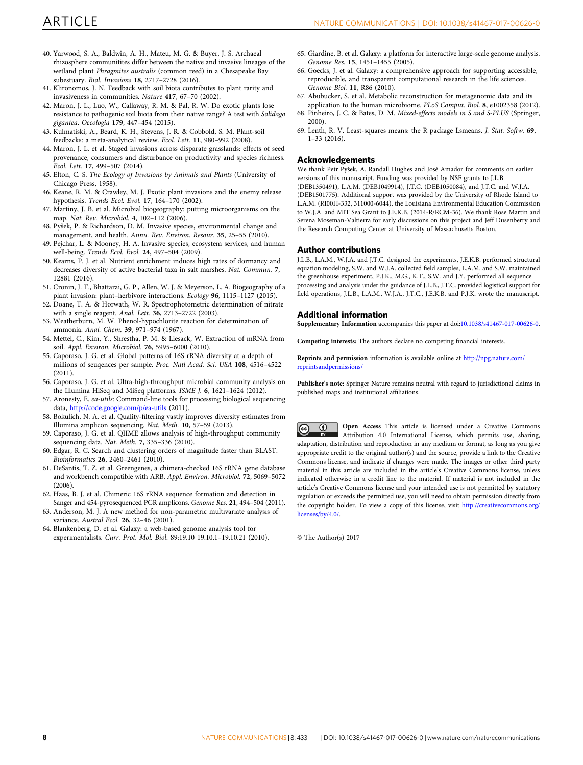40. Yarwood, S. A., Baldwin, A. H., Mateu, M. G. & Buyer, J. S. Archaeal rhizosphere communitites differ between the native and invasive lineages of the wetland plant *Phragmites australis* (common reed) in a Chesapeake Bay subestuary. *Biol. Invasions* **18**, 2717–2728 (2016).
41. Klironomos, J. N. Feedback with soil biota contributes to plant rarity and invasiveness in communities. *Nature* **417**, 67–70 (2002).
42. Maron, J. L., Luo, W., Callaway, R. M. & Pal, R. W. Do exotic plants lose resistance to pathogenic soil biota from their native range? A test with *Solidago gigantea*. *Oecologia* **179**, 447–454 (2015).
43. Kulmatiski, A., Beard, K. H., Stevens, J. R. & Cobbold, S. M. Plant-soil feedbacks: a meta-analytical review. *Ecol. Lett.* **11**, 980–992 (2008).
44. Maron, J. L. et al. Staged invasions across disparate grasslands: effects of seed provenance, consumers and disturbance on productivity and species richness. *Ecol. Lett.* **17**, 499–507 (2014).
45. Elton, C. S. *The Ecology of Invasions by Animals and Plants* (University of Chicago Press, 1958).
46. Keane, R. M. & Crawley, M. J. Exotic plant invasions and the enemy release hypothesis. *Trends Ecol. Evol.* **17**, 164–170 (2002).
47. Martiny, J. B. et al. Microbial biogeography: putting microorganisms on the map. *Nat. Rev. Microbiol.* **4**, 102–112 (2006).
48. Pyšek, P. & Richardson, D. M. Invasive species, environmental change and management, and health. *Annu. Rev. Environ. Resour.* **35**, 25–55 (2010).
49. Pejchar, L. & Mooney, H. A. Invasive species, ecosystem services, and human well-being. *Trends Ecol. Evol.* **24**, 497–504 (2009).
50. Kearns, P. J. et al. Nutrient enrichment induces high rates of dormancy and decreases diversity of active bacterial taxa in salt marshes. *Nat. Commun.* **7**, 12881 (2016).
51. Cronin, J. T., Bhattarai, G. P., Allen, W. J. & Meyerson, L. A. Biogeography of a plant invasion: plant–herbivore interactions. *Ecology* **96**, 1115–1127 (2015).
52. Doane, T. A. & Horwath, W. R. Spectrophotometric determination of nitrate with a single reagent. *Anal. Lett.* **36**, 2713–2722 (2003).
53. Weatherburn, M. W. Phenol-hypochlorite reaction for determination of ammonia. *Anal. Chem.* **39**, 971–974 (1967).
54. Mettel, C., Kim, Y., Shrestha, P. M. & Liesack, W. Extraction of mRNA from soil. *Appl. Environ. Microbiol.* **76**, 5995–6000 (2010).
55. Caporaso, J. G. et al. Global patterns of 16S rRNA diversity at a depth of millions of seuqences per sample. *Proc. Natl Acad. Sci. USA* **108**, 4516–4522 (2011).
56. Caporaso, J. G. et al. Ultra-high-throughput microbial community analysis on the Illumina HiSeq and MiSeq platforms. *ISME J.* **6**, 1621–1624 (2012).
57. Aronesty, E. *ea-utils*: Command-line tools for processing biological sequencing data, http://code.google.com/p/ea-utils (2011).
58. Bokulich, N. A. et al. Quality-filtering vastly improves diversity estimates from Illumina amplicon sequencing. *Nat. Meth.* **10**, 57–59 (2013).
59. Caporaso, J. G. et al. QIIME allows analysis of high-throughput community sequencing data. *Nat. Meth.* **7**, 335–336 (2010).
60. Edgar, R. C. Search and clustering orders of magnitude faster than BLAST. *Bioinformatics* **26**, 2460–2461 (2010).
61. DeSantis, T. Z. et al. Greengenes, a chimera-checked 16S rRNA gene database and workbench compatible with ARB. *Appl. Environ. Microbiol.* **72**, 5069–5072 (2006).
62. Haas, B. J. et al. Chimeric 16S rRNA sequence formation and detection in Sanger and 454-pyrosequenced PCR amplicons. *Genome Res.* **21**, 494–504 (2011).
63. Anderson, M. J. A new method for non-parametric multivariate analysis of variance. *Austral Ecol.* **26**, 32–46 (2001).
64. Blankenberg, D. et al. Galaxy: a web-based genome analysis tool for experimentalists. *Curr. Prot. Mol. Biol.* 89:19.10 19.10.1–19.10.21 (2010).
65. Giardine, B. et al. Galaxy: a platform for interactive large-scale genome analysis. *Genome Res.* **15**, 1451–1455 (2005).
66. Goecks, J. et al. Galaxy: a comprehensive approach for supporting accessible, reproducible, and transparent computational research in the life sciences. *Genome Biol.* **11**, R86 (2010).
67. Abubucker, S. et al. Metabolic reconstruction for metagenomic data and its application to the human microbiome. *PLoS Comput. Biol.* **8**, e1002358 (2012).
68. Pinheiro, J. C. & Bates, D. M. *Mixed-effects models in S and S-PLUS* (Springer, 2000).
69. Lenth, R. V. Least-squares means: the R package Lsmeans. *J. Stat. Softw.* **69**, 1–33 (2016).

## Acknowledgements

We thank Petr Pyšek, A. Randall Hughes and José Amador for comments on earlier versions of this manuscript. Funding was provided by NSF grants to J.L.B. (DEB1350491), L.A.M. (DEB1049914), J.T.C. (DEB1050084), and J.T.C. and W.J.A. (DEB1501775). Additional support was provided by the University of Rhode Island to L.A.M. (RI00H-332, 311000-6044), the Louisiana Environmental Education Commission to W.J.A. and MIT Sea Grant to J.E.K.B. (2014-R/RCM-36). We thank Rose Martin and Serena Moseman-Valtierra for early discussions on this project and Jeff Dusenberry and the Research Computing Center at University of Massachusetts Boston.

## Author contributions

J.L.B., L.A.M., W.J.A. and J.T.C. designed the experiments, J.E.K.B. performed structural equation modeling, S.W. and W.J.A. collected field samples, L.A.M. and S.W. maintained the greenhouse experiment, P.J.K., M.G., K.T., S.W. and J.Y. performed all sequence processing and analysis under the guidance of J.L.B., J.T.C. provided logistical support for field operations, J.L.B., L.A.M., W.J.A., J.T.C., J.E.K.B. and P.J.K. wrote the manuscript.

## Additional information

**Supplementary Information** accompanies this paper at doi:10.1038/s41467-017-00626-0.

**Competing interests:** The authors declare no competing financial interests.

**Reprints and permission** information is available online at http://npg.nature.com/reprintsandpermissions/

**Publisher's note:** Springer Nature remains neutral with regard to jurisdictional claims in published maps and institutional affiliations.

**Open Access** This article is licensed under a Creative Commons Attribution 4.0 International License, which permits use, sharing, adaptation, distribution and reproduction in any medium or format, as long as you give appropriate credit to the original author(s) and the source, provide a link to the Creative Commons license, and indicate if changes were made. The images or other third party material in this article are included in the article's Creative Commons license, unless indicated otherwise in a credit line to the material. If material is not included in the article's Creative Commons license and your intended use is not permitted by statutory regulation or exceeds the permitted use, you will need to obtain permission directly from the copyright holder. To view a copy of this license, visit http://creativecommons.org/licenses/by/4.0/.

© The Author(s) 2017